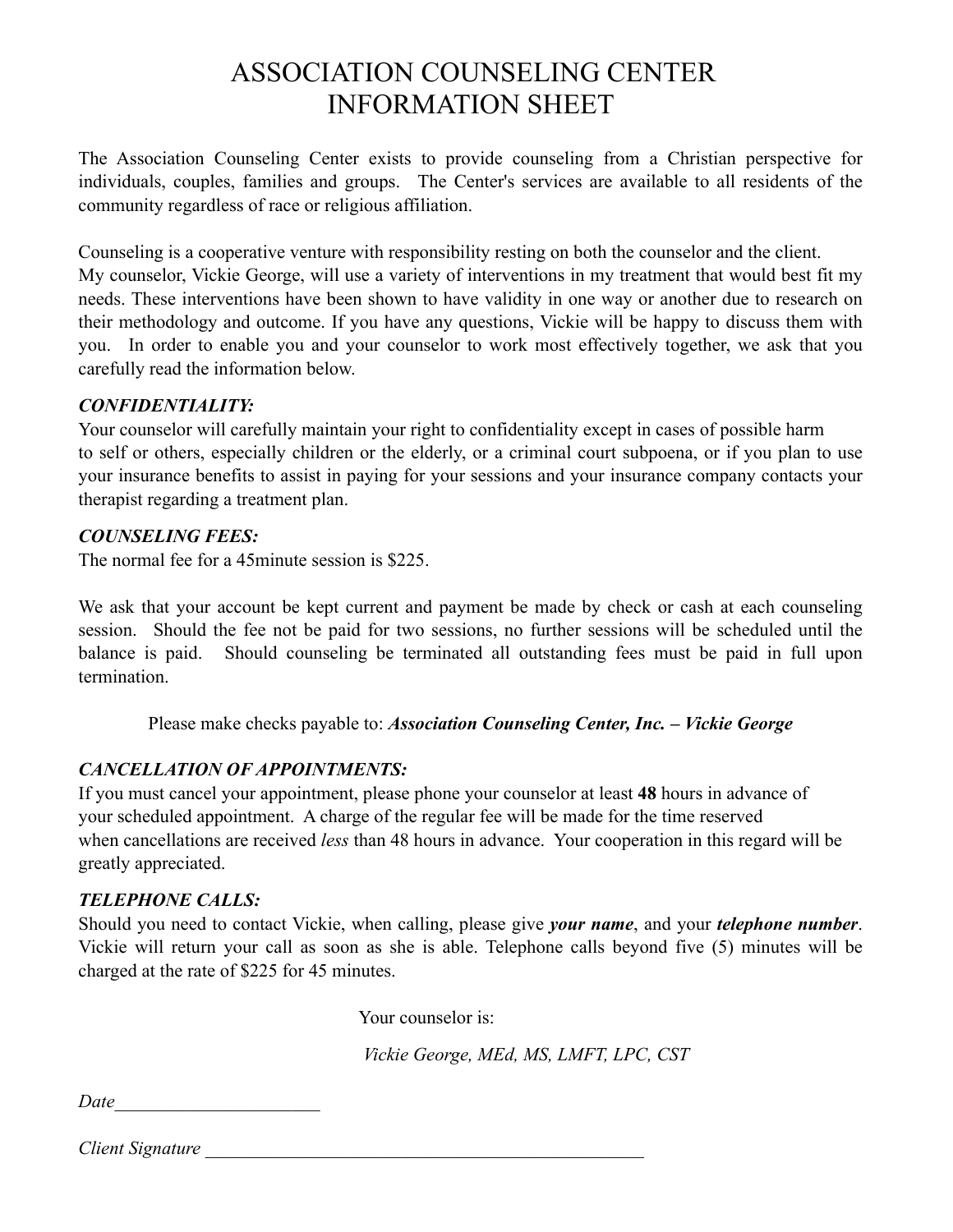# ASSOCIATION COUNSELING CENTER
# INFORMATION SHEET

The Association Counseling Center exists to provide counseling from a Christian perspective for individuals, couples, families and groups. The Center's services are available to all residents of the community regardless of race or religious affiliation.

Counseling is a cooperative venture with responsibility resting on both the counselor and the client. My counselor, Vickie George, will use a variety of interventions in my treatment that would best fit my needs. These interventions have been shown to have validity in one way or another due to research on their methodology and outcome. If you have any questions, Vickie will be happy to discuss them with you. In order to enable you and your counselor to work most effectively together, we ask that you carefully read the information below.

***CONFIDENTIALITY:***

Your counselor will carefully maintain your right to confidentiality except in cases of possible harm to self or others, especially children or the elderly, or a criminal court subpoena, or if you plan to use your insurance benefits to assist in paying for your sessions and your insurance company contacts your therapist regarding a treatment plan.

***COUNSELING FEES:***

The normal fee for a 45minute session is $225.

We ask that your account be kept current and payment be made by check or cash at each counseling session. Should the fee not be paid for two sessions, no further sessions will be scheduled until the balance is paid. Should counseling be terminated all outstanding fees must be paid in full upon termination.

Please make checks payable to: ***Association Counseling Center, Inc. – Vickie George***

***CANCELLATION OF APPOINTMENTS:***

If you must cancel your appointment, please phone your counselor at least **48** hours in advance of your scheduled appointment. A charge of the regular fee will be made for the time reserved when cancellations are received *less* than 48 hours in advance. Your cooperation in this regard will be greatly appreciated.

***TELEPHONE CALLS:***

Should you need to contact Vickie, when calling, please give ***your name***, and your ***telephone number***. Vickie will return your call as soon as she is able. Telephone calls beyond five (5) minutes will be charged at the rate of $225 for 45 minutes.

Your counselor is:

*Vickie George, MEd, MS, LMFT, LPC, CST*

*Date*______________________

*Client Signature* ________________________________________________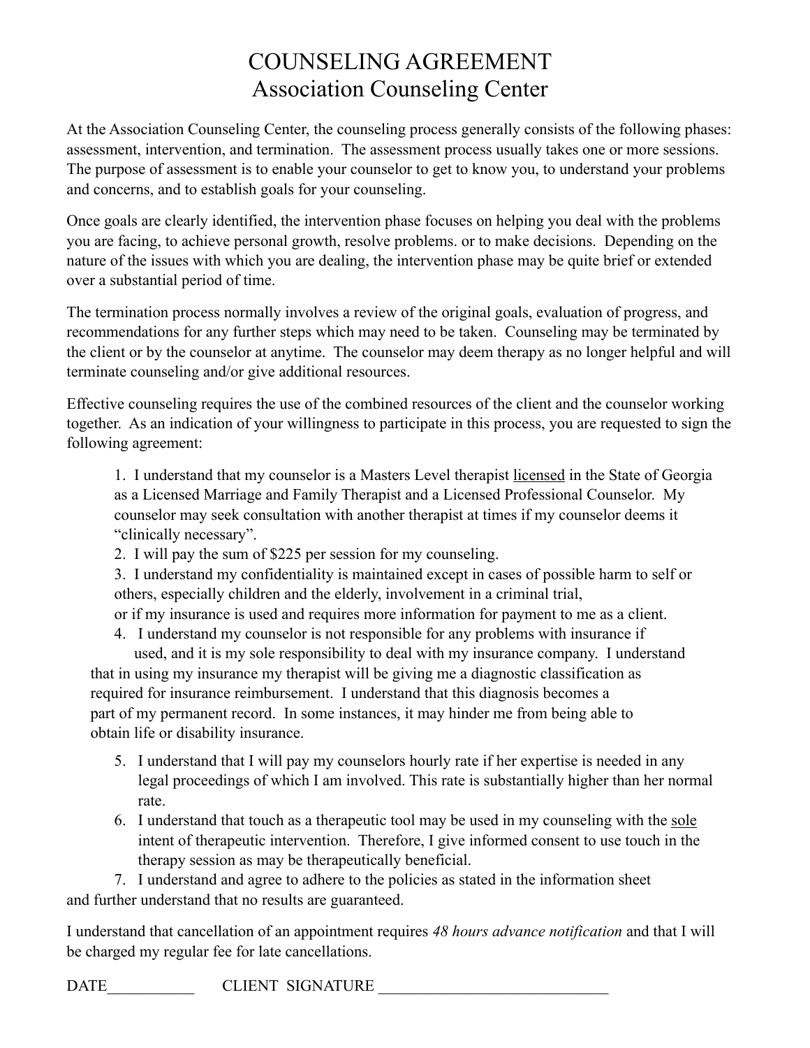# COUNSELING AGREEMENT
## Association Counseling Center

At the Association Counseling Center, the counseling process generally consists of the following phases: assessment, intervention, and termination. The assessment process usually takes one or more sessions. The purpose of assessment is to enable your counselor to get to know you, to understand your problems and concerns, and to establish goals for your counseling.

Once goals are clearly identified, the intervention phase focuses on helping you deal with the problems you are facing, to achieve personal growth, resolve problems. or to make decisions. Depending on the nature of the issues with which you are dealing, the intervention phase may be quite brief or extended over a substantial period of time.

The termination process normally involves a review of the original goals, evaluation of progress, and recommendations for any further steps which may need to be taken. Counseling may be terminated by the client or by the counselor at anytime. The counselor may deem therapy as no longer helpful and will terminate counseling and/or give additional resources.

Effective counseling requires the use of the combined resources of the client and the counselor working together. As an indication of your willingness to participate in this process, you are requested to sign the following agreement:

1. I understand that my counselor is a Masters Level therapist <u>licensed</u> in the State of Georgia as a Licensed Marriage and Family Therapist and a Licensed Professional Counselor. My counselor may seek consultation with another therapist at times if my counselor deems it "clinically necessary".
2. I will pay the sum of $225 per session for my counseling.
3. I understand my confidentiality is maintained except in cases of possible harm to self or others, especially children and the elderly, involvement in a criminal trial, or if my insurance is used and requires more information for payment to me as a client.
4. I understand my counselor is not responsible for any problems with insurance if used, and it is my sole responsibility to deal with my insurance company. I understand that in using my insurance my therapist will be giving me a diagnostic classification as required for insurance reimbursement. I understand that this diagnosis becomes a part of my permanent record. In some instances, it may hinder me from being able to obtain life or disability insurance.
5. I understand that I will pay my counselors hourly rate if her expertise is needed in any legal proceedings of which I am involved. This rate is substantially higher than her normal rate.
6. I understand that touch as a therapeutic tool may be used in my counseling with the <u>sole</u> intent of therapeutic intervention. Therefore, I give informed consent to use touch in the therapy session as may be therapeutically beneficial.
7. I understand and agree to adhere to the policies as stated in the information sheet and further understand that no results are guaranteed.

I understand that cancellation of an appointment requires *48 hours advance notification* and that I will be charged my regular fee for late cancellations.

DATE___________ CLIENT SIGNATURE _____________________________